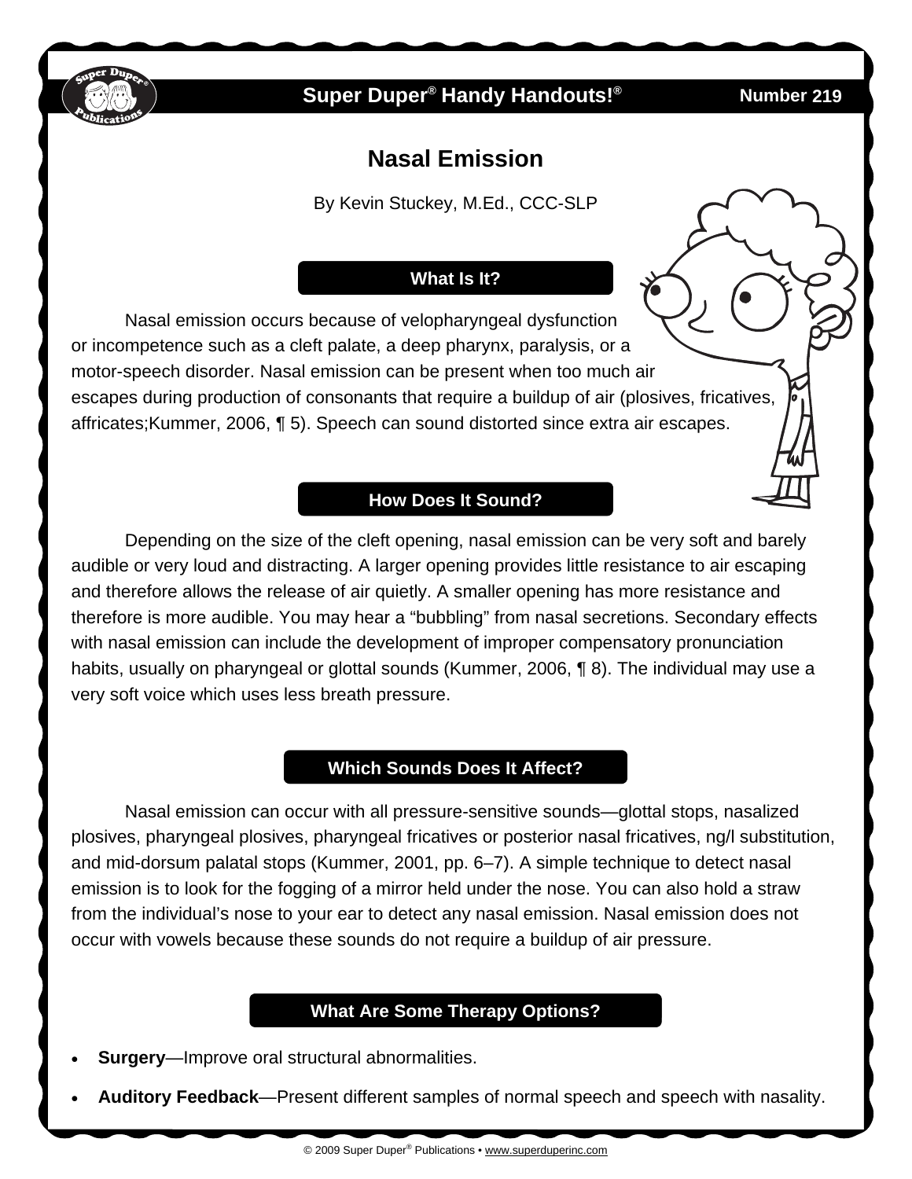Super Duper® Handy Handouts!® Number 219

# Nasal Emission

By Kevin Stuckey, M.Ed., CCC-SLP

## What Is It?

Nasal emission occurs because of velopharyngeal dysfunction or incompetence such as a cleft palate, a deep pharynx, paralysis, or a motor-speech disorder. Nasal emission can be present when too much air escapes during production of consonants that require a buildup of air (plosives, fricatives, affricates;Kummer, 2006, ¶ 5). Speech can sound distorted since extra air escapes.

## How Does It Sound?

Depending on the size of the cleft opening, nasal emission can be very soft and barely audible or very loud and distracting. A larger opening provides little resistance to air escaping and therefore allows the release of air quietly. A smaller opening has more resistance and therefore is more audible. You may hear a "bubbling" from nasal secretions. Secondary effects with nasal emission can include the development of improper compensatory pronunciation habits, usually on pharyngeal or glottal sounds (Kummer, 2006, ¶ 8). The individual may use a very soft voice which uses less breath pressure.

## Which Sounds Does It Affect?

Nasal emission can occur with all pressure-sensitive sounds—glottal stops, nasalized plosives, pharyngeal plosives, pharyngeal fricatives or posterior nasal fricatives, ng/l substitution, and mid-dorsum palatal stops (Kummer, 2001, pp. 6–7). A simple technique to detect nasal emission is to look for the fogging of a mirror held under the nose. You can also hold a straw from the individual's nose to your ear to detect any nasal emission. Nasal emission does not occur with vowels because these sounds do not require a buildup of air pressure.

## What Are Some Therapy Options?

- **Surgery**—Improve oral structural abnormalities.
- **Auditory Feedback**—Present different samples of normal speech and speech with nasality.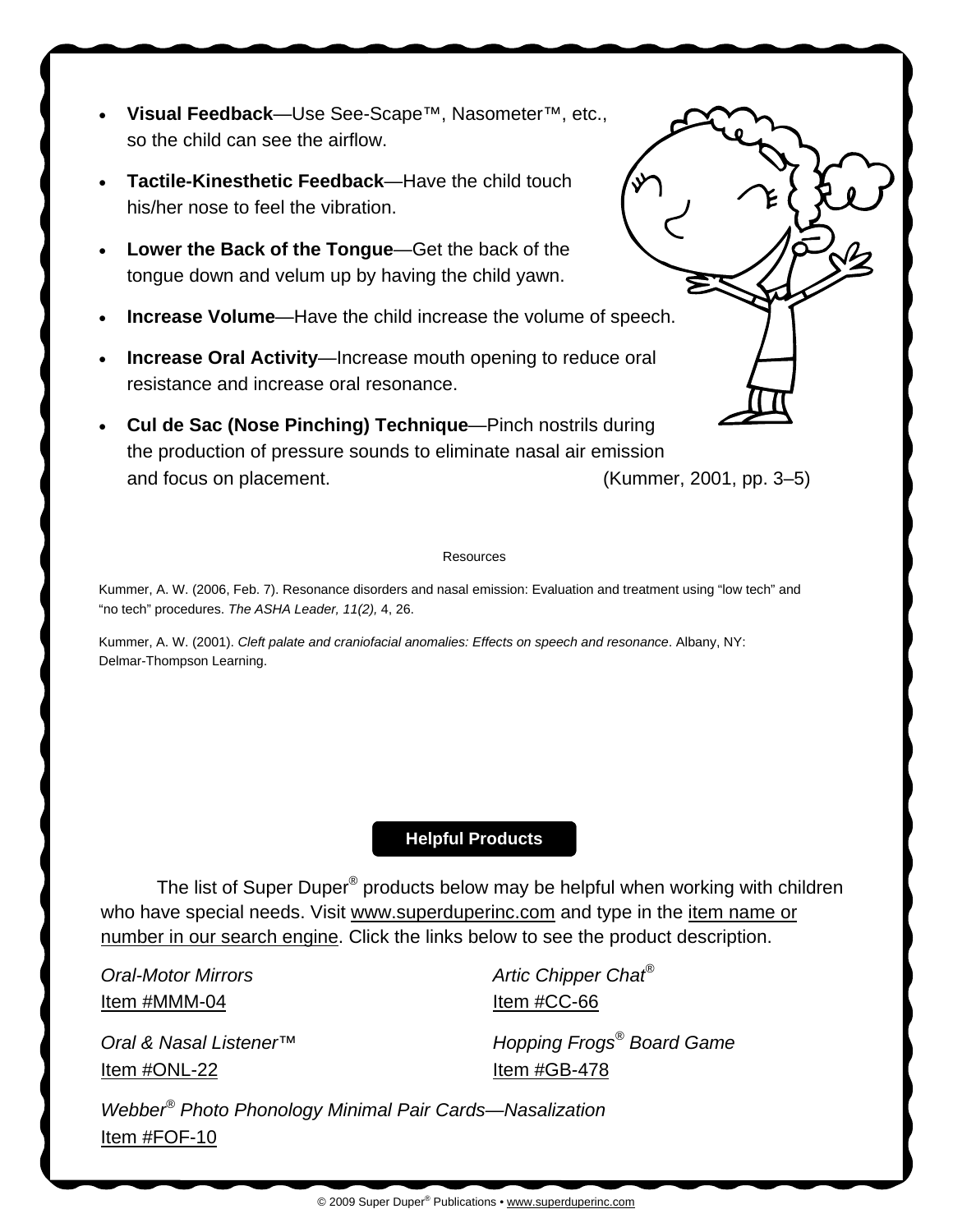- **Visual Feedback**—Use See-Scape™, Nasometer™, etc., so the child can see the airflow.
- **Tactile-Kinesthetic Feedback**—Have the child touch his/her nose to feel the vibration.
- **Lower the Back of the Tongue**—Get the back of the tongue down and velum up by having the child yawn.
- **Increase Volume**—Have the child increase the volume of speech.
- **Increase Oral Activity**—Increase mouth opening to reduce oral resistance and increase oral resonance.
- **Cul de Sac (Nose Pinching) Technique**—Pinch nostrils during the production of pressure sounds to eliminate nasal air emission and focus on placement. (Kummer, 2001, pp. 3–5)

Resources

Kummer, A. W. (2006, Feb. 7). Resonance disorders and nasal emission: Evaluation and treatment using "low tech" and "no tech" procedures. *The ASHA Leader, 11(2),* 4, 26.

Kummer, A. W. (2001). *Cleft palate and craniofacial anomalies: Effects on speech and resonance*. Albany, NY: Delmar-Thompson Learning.

## Helpful Products

The list of Super Duper® products below may be helpful when working with children who have special needs. Visit www.superduperinc.com and type in the item name or number in our search engine. Click the links below to see the product description.

*Oral-Motor Mirrors*
Item #MMM-04

*Oral & Nasal Listener™*
Item #ONL-22

*Webber® Photo Phonology Minimal Pair Cards—Nasalization*
Item #FOF-10

*Artic Chipper Chat®*
Item #CC-66

*Hopping Frogs® Board Game*
Item #GB-478

© 2009 Super Duper® Publications • www.superduperinc.com